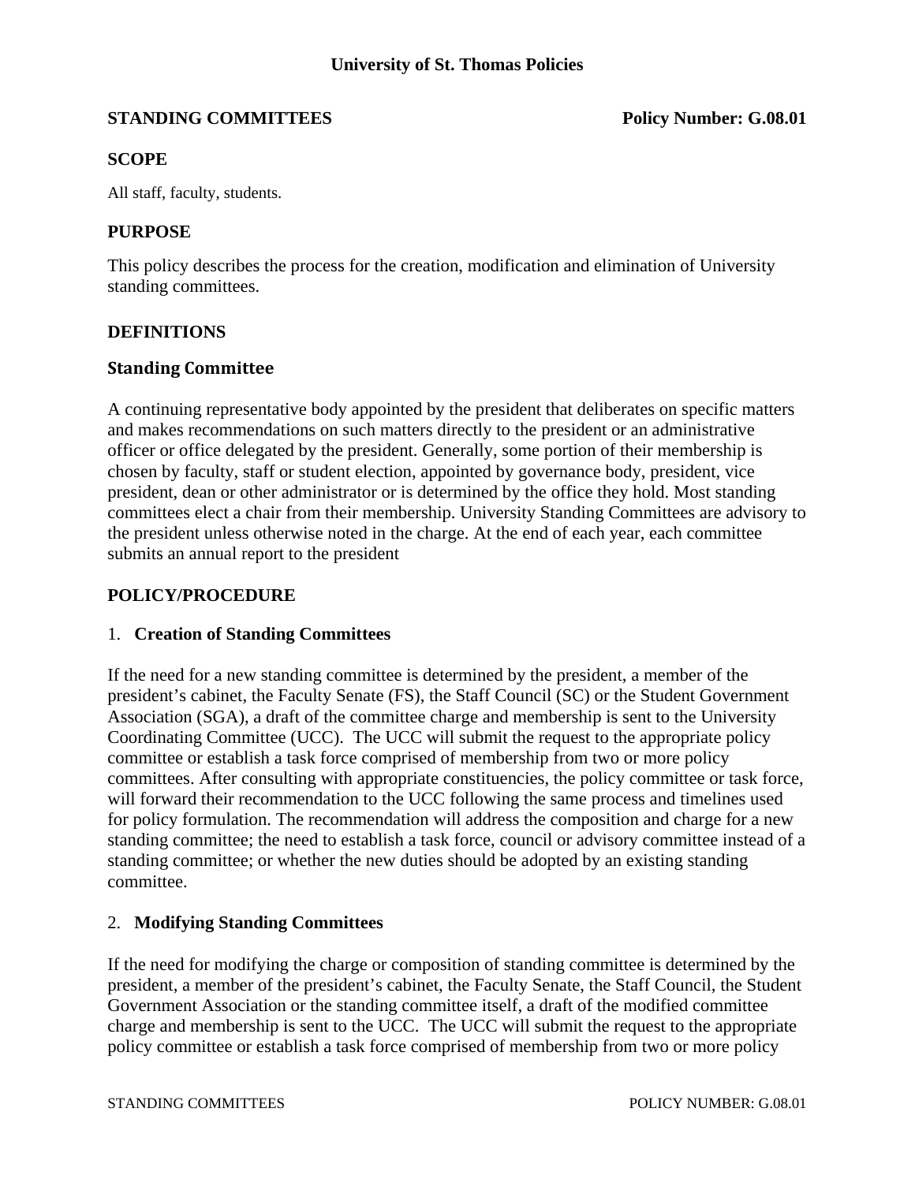# University of St. Thomas Policies

**STANDING COMMITTEES** **Policy Number: G.08.01**

## SCOPE

All staff, faculty, students.

## PURPOSE

This policy describes the process for the creation, modification and elimination of University standing committees.

## DEFINITIONS

### Standing Committee

A continuing representative body appointed by the president that deliberates on specific matters and makes recommendations on such matters directly to the president or an administrative officer or office delegated by the president. Generally, some portion of their membership is chosen by faculty, staff or student election, appointed by governance body, president, vice president, dean or other administrator or is determined by the office they hold. Most standing committees elect a chair from their membership. University Standing Committees are advisory to the president unless otherwise noted in the charge. At the end of each year, each committee submits an annual report to the president

## POLICY/PROCEDURE

1. **Creation of Standing Committees**

If the need for a new standing committee is determined by the president, a member of the president's cabinet, the Faculty Senate (FS), the Staff Council (SC) or the Student Government Association (SGA), a draft of the committee charge and membership is sent to the University Coordinating Committee (UCC). The UCC will submit the request to the appropriate policy committee or establish a task force comprised of membership from two or more policy committees. After consulting with appropriate constituencies, the policy committee or task force, will forward their recommendation to the UCC following the same process and timelines used for policy formulation. The recommendation will address the composition and charge for a new standing committee; the need to establish a task force, council or advisory committee instead of a standing committee; or whether the new duties should be adopted by an existing standing committee.

2. **Modifying Standing Committees**

If the need for modifying the charge or composition of standing committee is determined by the president, a member of the president's cabinet, the Faculty Senate, the Staff Council, the Student Government Association or the standing committee itself, a draft of the modified committee charge and membership is sent to the UCC. The UCC will submit the request to the appropriate policy committee or establish a task force comprised of membership from two or more policy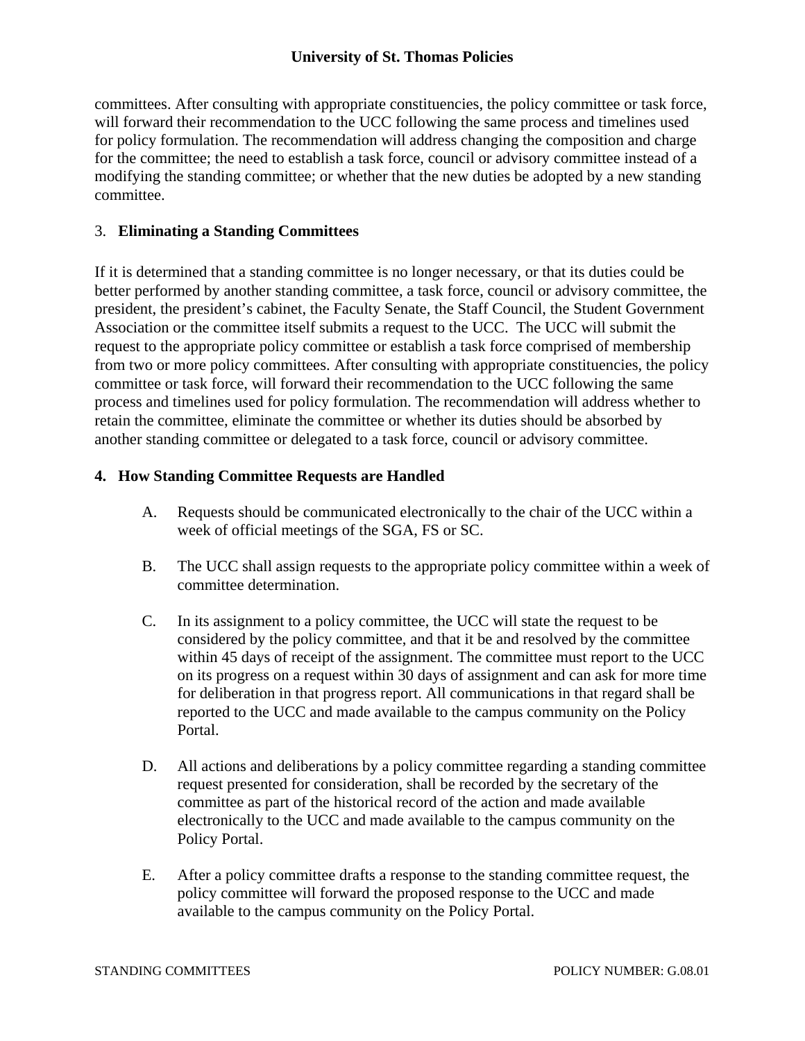committees. After consulting with appropriate constituencies, the policy committee or task force, will forward their recommendation to the UCC following the same process and timelines used for policy formulation. The recommendation will address changing the composition and charge for the committee; the need to establish a task force, council or advisory committee instead of a modifying the standing committee; or whether that the new duties be adopted by a new standing committee.

3. **Eliminating a Standing Committees**

If it is determined that a standing committee is no longer necessary, or that its duties could be better performed by another standing committee, a task force, council or advisory committee, the president, the president's cabinet, the Faculty Senate, the Staff Council, the Student Government Association or the committee itself submits a request to the UCC. The UCC will submit the request to the appropriate policy committee or establish a task force comprised of membership from two or more policy committees. After consulting with appropriate constituencies, the policy committee or task force, will forward their recommendation to the UCC following the same process and timelines used for policy formulation. The recommendation will address whether to retain the committee, eliminate the committee or whether its duties should be absorbed by another standing committee or delegated to a task force, council or advisory committee.

**4. How Standing Committee Requests are Handled**

A. Requests should be communicated electronically to the chair of the UCC within a week of official meetings of the SGA, FS or SC.

B. The UCC shall assign requests to the appropriate policy committee within a week of committee determination.

C. In its assignment to a policy committee, the UCC will state the request to be considered by the policy committee, and that it be and resolved by the committee within 45 days of receipt of the assignment. The committee must report to the UCC on its progress on a request within 30 days of assignment and can ask for more time for deliberation in that progress report. All communications in that regard shall be reported to the UCC and made available to the campus community on the Policy Portal.

D. All actions and deliberations by a policy committee regarding a standing committee request presented for consideration, shall be recorded by the secretary of the committee as part of the historical record of the action and made available electronically to the UCC and made available to the campus community on the Policy Portal.

E. After a policy committee drafts a response to the standing committee request, the policy committee will forward the proposed response to the UCC and made available to the campus community on the Policy Portal.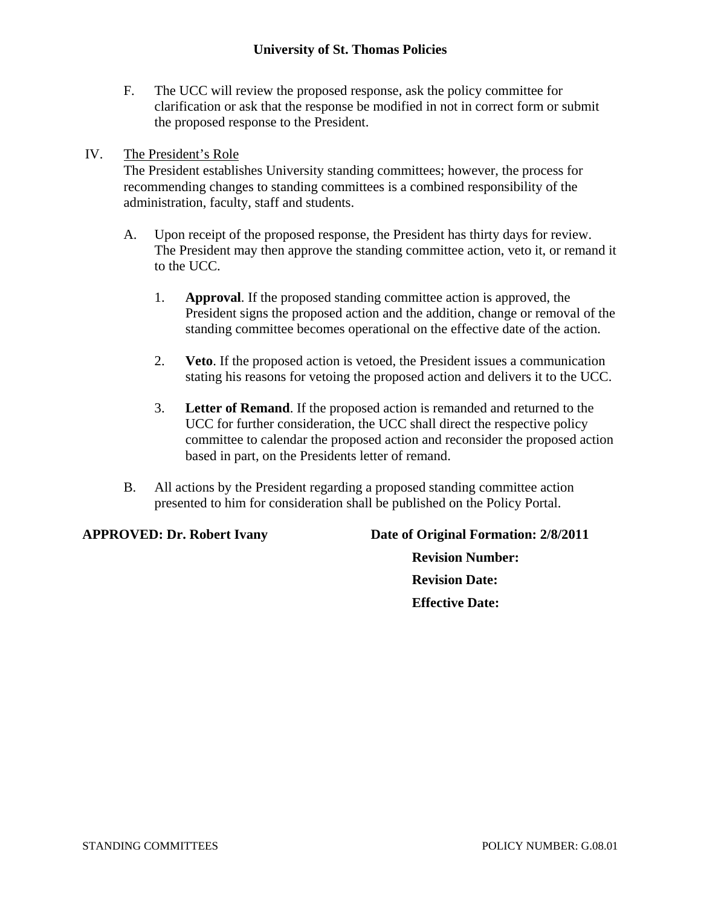F. The UCC will review the proposed response, ask the policy committee for clarification or ask that the response be modified in not in correct form or submit the proposed response to the President.

IV. The President's Role

The President establishes University standing committees; however, the process for recommending changes to standing committees is a combined responsibility of the administration, faculty, staff and students.

A. Upon receipt of the proposed response, the President has thirty days for review. The President may then approve the standing committee action, veto it, or remand it to the UCC.

1. **Approval**. If the proposed standing committee action is approved, the President signs the proposed action and the addition, change or removal of the standing committee becomes operational on the effective date of the action.

2. **Veto**. If the proposed action is vetoed, the President issues a communication stating his reasons for vetoing the proposed action and delivers it to the UCC.

3. **Letter of Remand**. If the proposed action is remanded and returned to the UCC for further consideration, the UCC shall direct the respective policy committee to calendar the proposed action and reconsider the proposed action based in part, on the Presidents letter of remand.

B. All actions by the President regarding a proposed standing committee action presented to him for consideration shall be published on the Policy Portal.

**APPROVED: Dr. Robert Ivany**

**Date of Original Formation: 2/8/2011**

**Revision Number:**

**Revision Date:**

**Effective Date:**